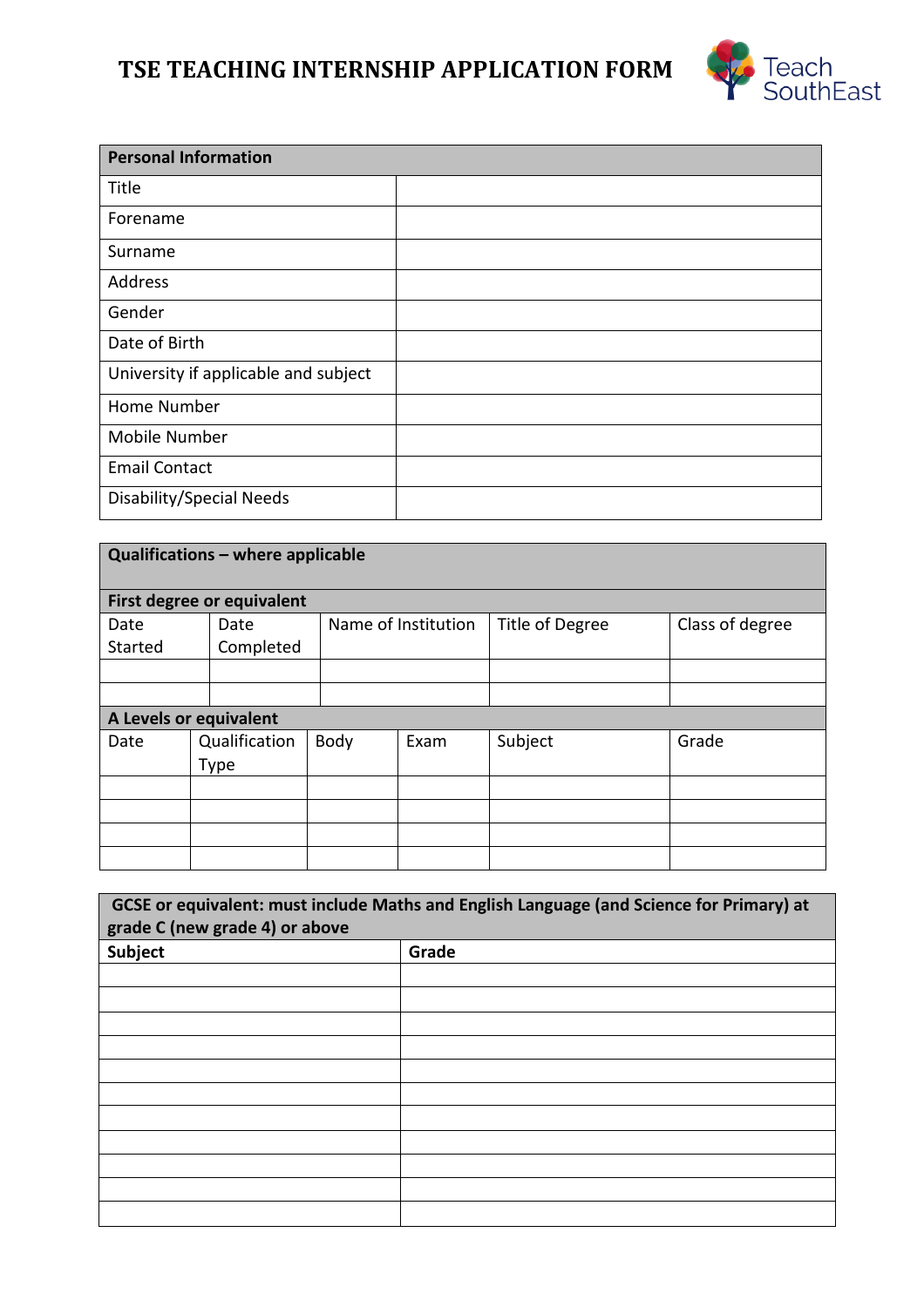# TSE TEACHING INTERNSHIP APPLICATION FORM

Teach SouthEast

| Personal Information | |
|---|---|
| Title | |
| Forename | |
| Surname | |
| Address | |
| Gender | |
| Date of Birth | |
| University if applicable and subject | |
| Home Number | |
| Mobile Number | |
| Email Contact | |
| Disability/Special Needs | |

**Qualifications – where applicable**

**First degree or equivalent**

| Date Started | Date Completed | Name of Institution | Title of Degree | Class of degree |
|---|---|---|---|---|
| | | | | |
| | | | | |

**A Levels or equivalent**

| Date | Qualification Type | Body | Exam | Subject | Grade |
|---|---|---|---|---|---|
| | | | | | |
| | | | | | |
| | | | | | |
| | | | | | |

**GCSE or equivalent: must include Maths and English Language (and Science for Primary) at grade C (new grade 4) or above**

| Subject | Grade |
|---|---|
| | |
| | |
| | |
| | |
| | |
| | |
| | |
| | |
| | |
| | |
| | |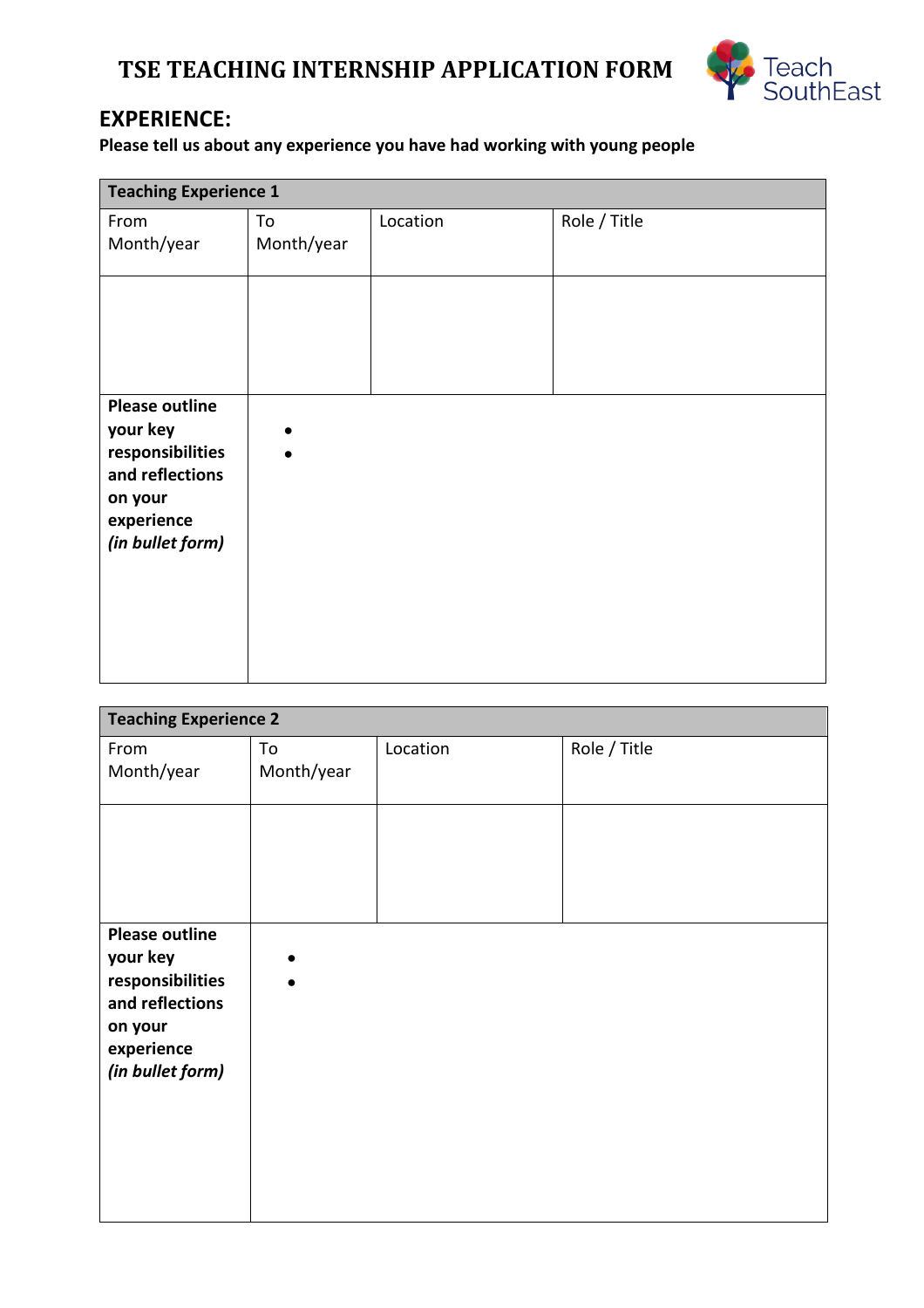# TSE TEACHING INTERNSHIP APPLICATION FORM

## EXPERIENCE:

**Please tell us about any experience you have had working with young people**

| **Teaching Experience 1** | | | |
|---|---|---|---|
| From Month/year | To Month/year | Location | Role / Title |
| | | | |
| **Please outline your key responsibilities and reflections on your experience *(in bullet form)*** | • <br> • | | |

| **Teaching Experience 2** | | | |
|---|---|---|---|
| From Month/year | To Month/year | Location | Role / Title |
| | | | |
| **Please outline your key responsibilities and reflections on your experience *(in bullet form)*** | • <br> • | | |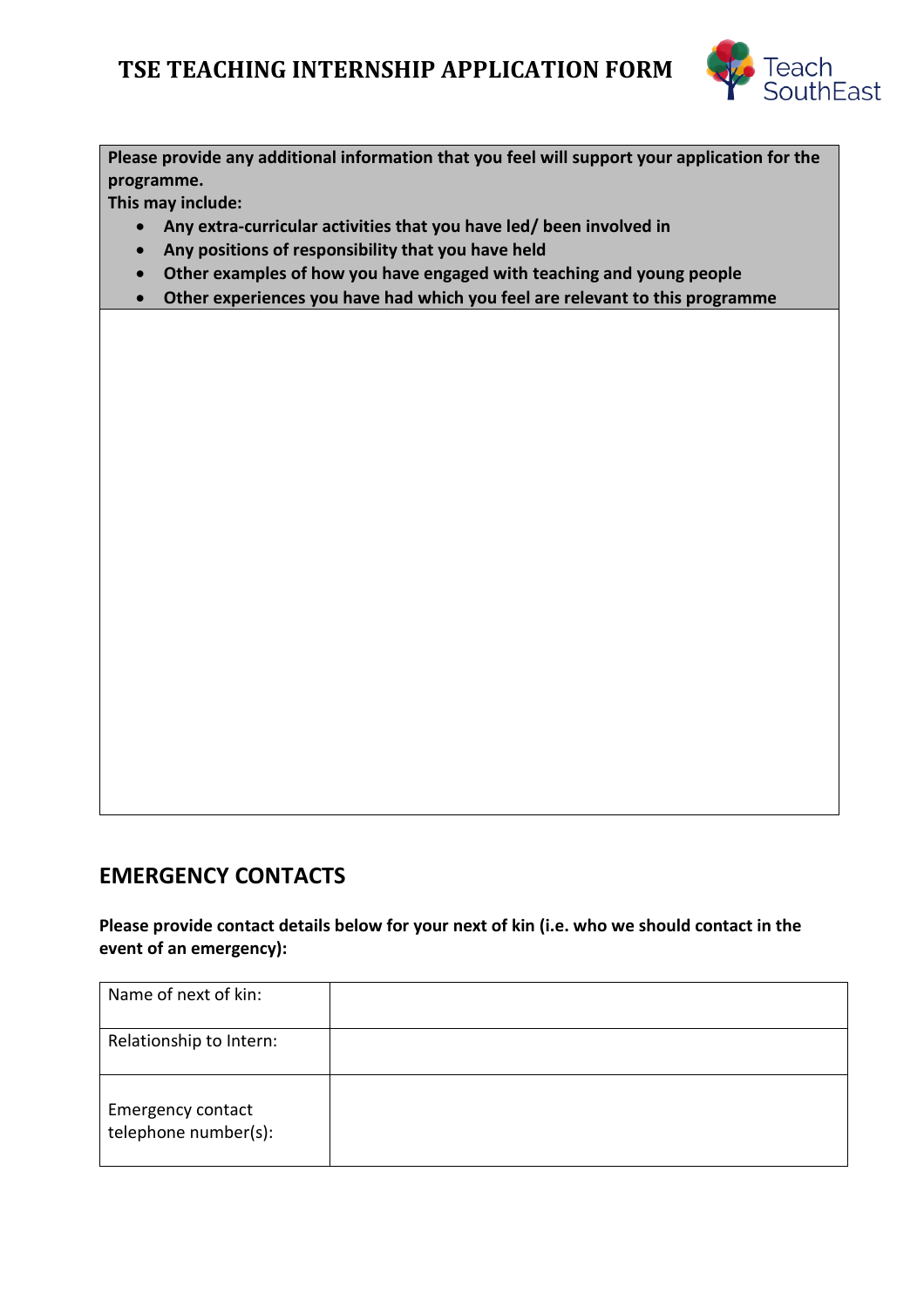| Please provide any additional information that you feel will support your application for the programme.<br>This may include:<br>• Any extra-curricular activities that you have led/ been involved in<br>• Any positions of responsibility that you have held<br>• Other examples of how you have engaged with teaching and young people<br>• Other experiences you have had which you feel are relevant to this programme |
| --- |
| |

## EMERGENCY CONTACTS

**Please provide contact details below for your next of kin (i.e. who we should contact in the event of an emergency):**

| | |
| --- | --- |
| Name of next of kin: | |
| Relationship to Intern: | |
| Emergency contact telephone number(s): | |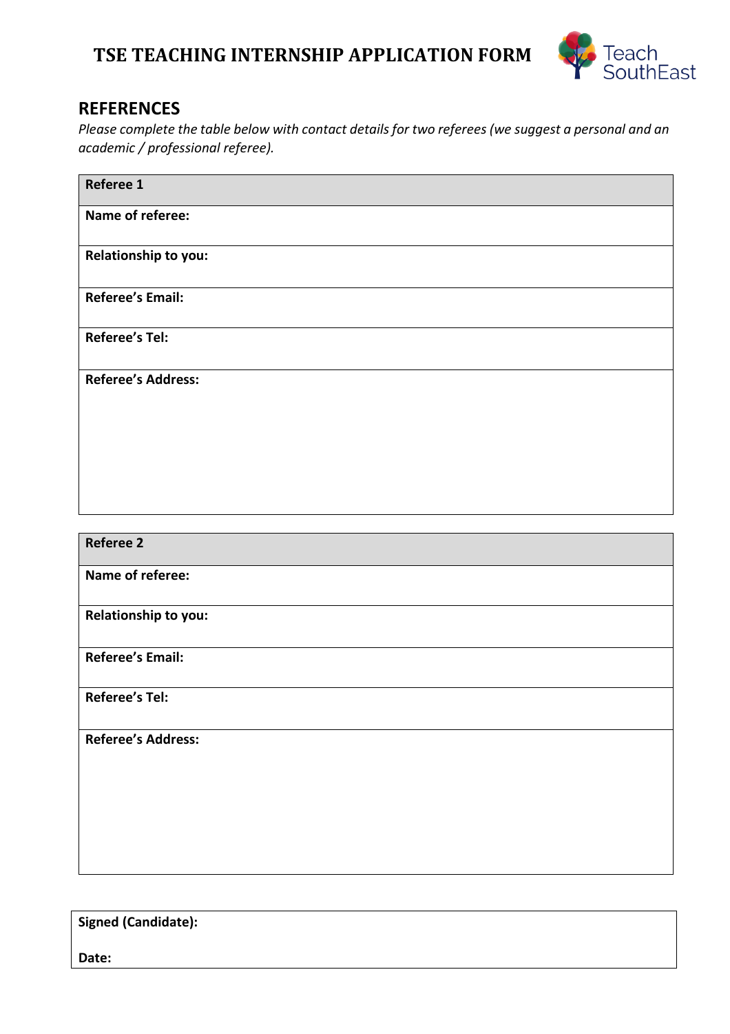# TSE TEACHING INTERNSHIP APPLICATION FORM

Teach SouthEast

## REFERENCES

*Please complete the table below with contact details for two referees (we suggest a personal and an academic / professional referee).*

| **Referee 1** |
|---|
| **Name of referee:** |
| **Relationship to you:** |
| **Referee's Email:** |
| **Referee's Tel:** |
| **Referee's Address:** |

| **Referee 2** |
|---|
| **Name of referee:** |
| **Relationship to you:** |
| **Referee's Email:** |
| **Referee's Tel:** |
| **Referee's Address:** |

| |
|---|
| **Signed (Candidate):** |
| **Date:** |